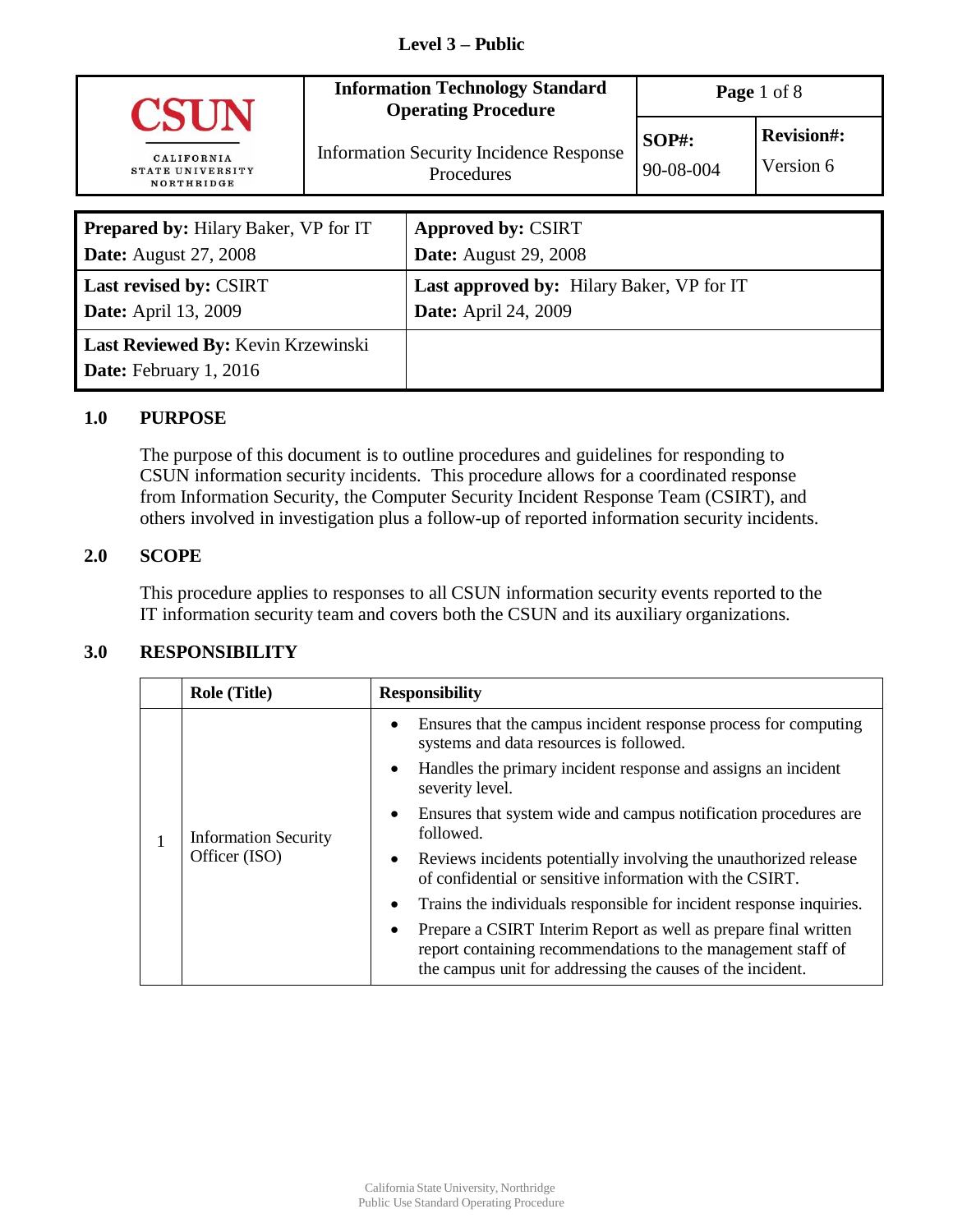**Level 3 – Public**

| CSUN CALIFORNIA STATE UNIVERSITY NORTHRIDGE | **Information Technology Standard Operating Procedure**<br>Information Security Incidence Response Procedures | **SOP#:** 90-08-004 | **Revision#:** Version 6 |
|---|---|---|---|

| | |
|---|---|
| **Prepared by:** Hilary Baker, VP for IT<br>**Date:** August 27, 2008 | **Approved by:** CSIRT<br>**Date:** August 29, 2008 |
| **Last revised by:** CSIRT<br>**Date:** April 13, 2009 | **Last approved by:** Hilary Baker, VP for IT<br>**Date:** April 24, 2009 |
| **Last Reviewed By:** Kevin Krzewinski<br>**Date:** February 1, 2016 | |

## 1.0 PURPOSE

The purpose of this document is to outline procedures and guidelines for responding to CSUN information security incidents. This procedure allows for a coordinated response from Information Security, the Computer Security Incident Response Team (CSIRT), and others involved in investigation plus a follow-up of reported information security incidents.

## 2.0 SCOPE

This procedure applies to responses to all CSUN information security events reported to the IT information security team and covers both the CSUN and its auxiliary organizations.

## 3.0 RESPONSIBILITY

| | Role (Title) | Responsibility |
|---|---|---|
| 1 | Information Security Officer (ISO) | • Ensures that the campus incident response process for computing systems and data resources is followed.<br>• Handles the primary incident response and assigns an incident severity level.<br>• Ensures that system wide and campus notification procedures are followed.<br>• Reviews incidents potentially involving the unauthorized release of confidential or sensitive information with the CSIRT.<br>• Trains the individuals responsible for incident response inquiries.<br>• Prepare a CSIRT Interim Report as well as prepare final written report containing recommendations to the management staff of the campus unit for addressing the causes of the incident. |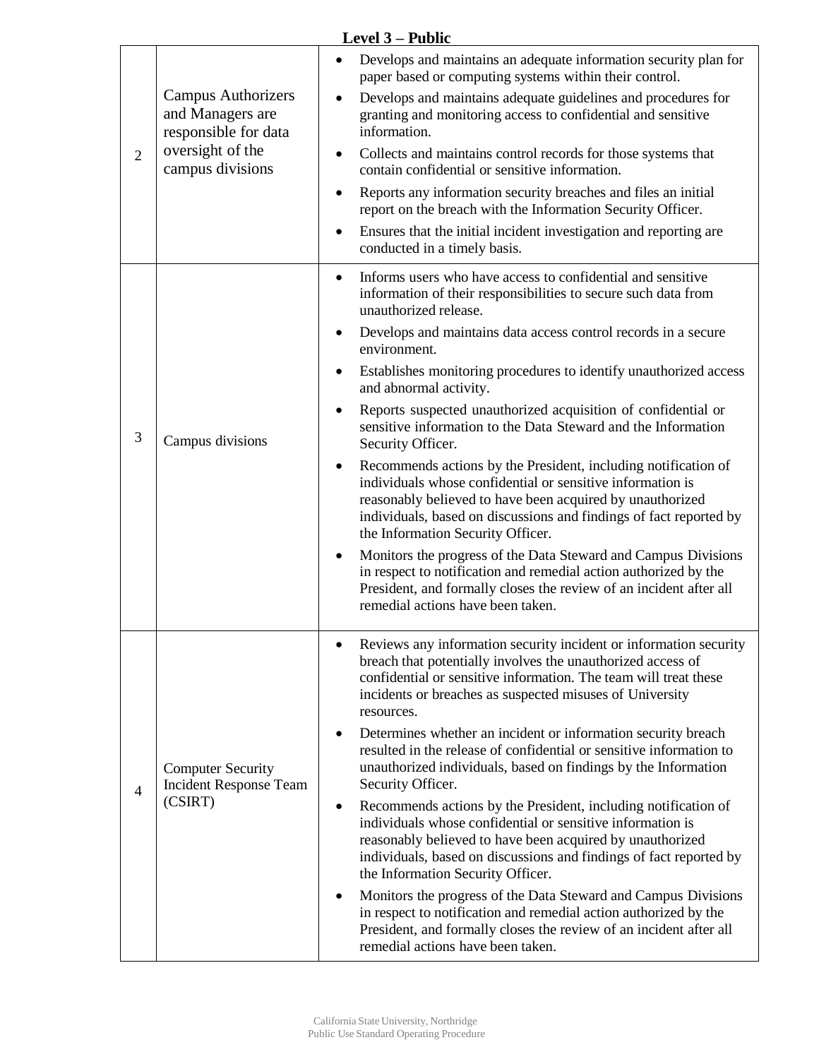Level 3 – Public

| | | |
|---|---|---|
| 2 | Campus Authorizers and Managers are responsible for data oversight of the campus divisions | • Develops and maintains an adequate information security plan for paper based or computing systems within their control.<br>• Develops and maintains adequate guidelines and procedures for granting and monitoring access to confidential and sensitive information.<br>• Collects and maintains control records for those systems that contain confidential or sensitive information.<br>• Reports any information security breaches and files an initial report on the breach with the Information Security Officer.<br>• Ensures that the initial incident investigation and reporting are conducted in a timely basis. |
| 3 | Campus divisions | • Informs users who have access to confidential and sensitive information of their responsibilities to secure such data from unauthorized release.<br>• Develops and maintains data access control records in a secure environment.<br>• Establishes monitoring procedures to identify unauthorized access and abnormal activity.<br>• Reports suspected unauthorized acquisition of confidential or sensitive information to the Data Steward and the Information Security Officer.<br>• Recommends actions by the President, including notification of individuals whose confidential or sensitive information is reasonably believed to have been acquired by unauthorized individuals, based on discussions and findings of fact reported by the Information Security Officer.<br>• Monitors the progress of the Data Steward and Campus Divisions in respect to notification and remedial action authorized by the President, and formally closes the review of an incident after all remedial actions have been taken. |
| 4 | Computer Security Incident Response Team (CSIRT) | • Reviews any information security incident or information security breach that potentially involves the unauthorized access of confidential or sensitive information. The team will treat these incidents or breaches as suspected misuses of University resources.<br>• Determines whether an incident or information security breach resulted in the release of confidential or sensitive information to unauthorized individuals, based on findings by the Information Security Officer.<br>• Recommends actions by the President, including notification of individuals whose confidential or sensitive information is reasonably believed to have been acquired by unauthorized individuals, based on discussions and findings of fact reported by the Information Security Officer.<br>• Monitors the progress of the Data Steward and Campus Divisions in respect to notification and remedial action authorized by the President, and formally closes the review of an incident after all remedial actions have been taken. |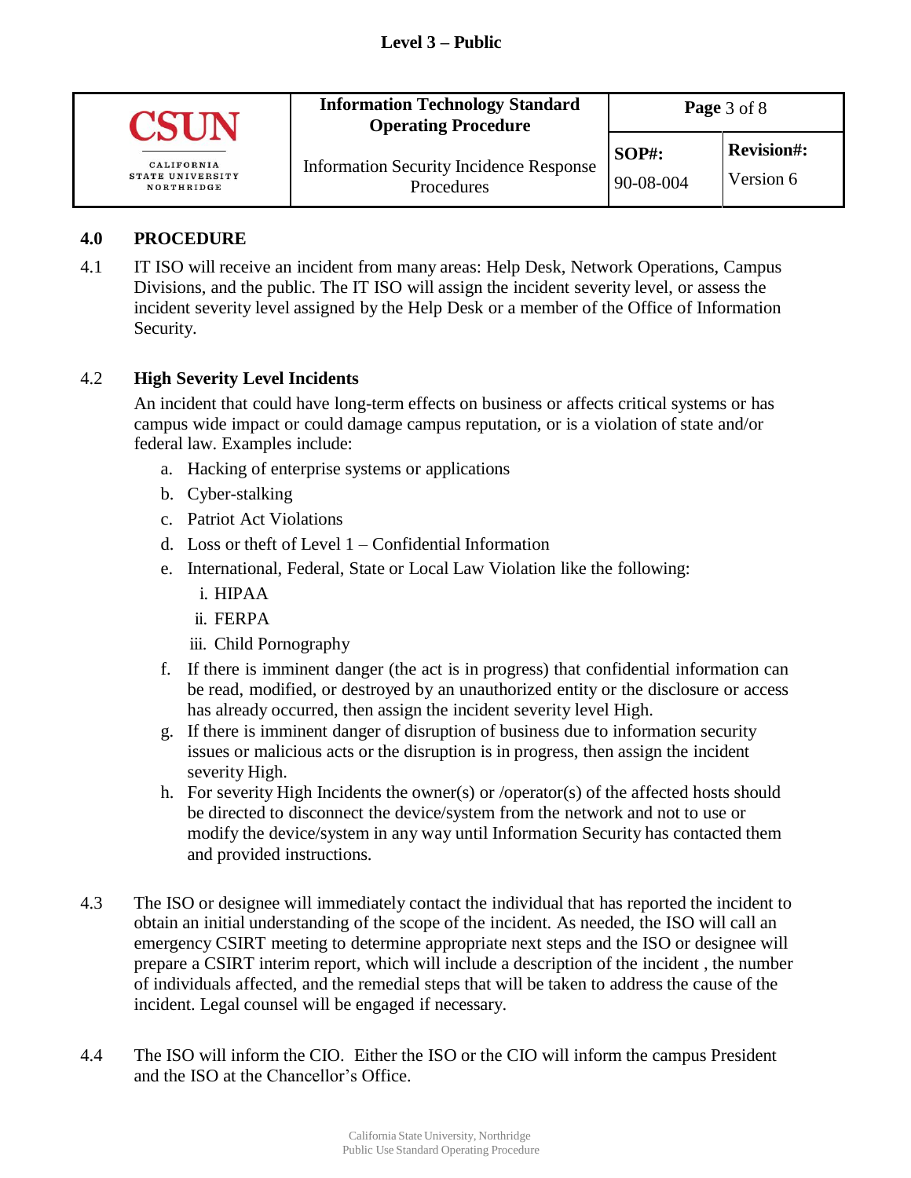## 4.0 PROCEDURE

4.1 IT ISO will receive an incident from many areas: Help Desk, Network Operations, Campus Divisions, and the public. The IT ISO will assign the incident severity level, or assess the incident severity level assigned by the Help Desk or a member of the Office of Information Security.

4.2 **High Severity Level Incidents**

An incident that could have long-term effects on business or affects critical systems or has campus wide impact or could damage campus reputation, or is a violation of state and/or federal law. Examples include:

a. Hacking of enterprise systems or applications
b. Cyber-stalking
c. Patriot Act Violations
d. Loss or theft of Level 1 – Confidential Information
e. International, Federal, State or Local Law Violation like the following:
    i. HIPAA
    ii. FERPA
    iii. Child Pornography
f. If there is imminent danger (the act is in progress) that confidential information can be read, modified, or destroyed by an unauthorized entity or the disclosure or access has already occurred, then assign the incident severity level High.
g. If there is imminent danger of disruption of business due to information security issues or malicious acts or the disruption is in progress, then assign the incident severity High.
h. For severity High Incidents the owner(s) or /operator(s) of the affected hosts should be directed to disconnect the device/system from the network and not to use or modify the device/system in any way until Information Security has contacted them and provided instructions.

4.3 The ISO or designee will immediately contact the individual that has reported the incident to obtain an initial understanding of the scope of the incident. As needed, the ISO will call an emergency CSIRT meeting to determine appropriate next steps and the ISO or designee will prepare a CSIRT interim report, which will include a description of the incident , the number of individuals affected, and the remedial steps that will be taken to address the cause of the incident. Legal counsel will be engaged if necessary.

4.4 The ISO will inform the CIO. Either the ISO or the CIO will inform the campus President and the ISO at the Chancellor's Office.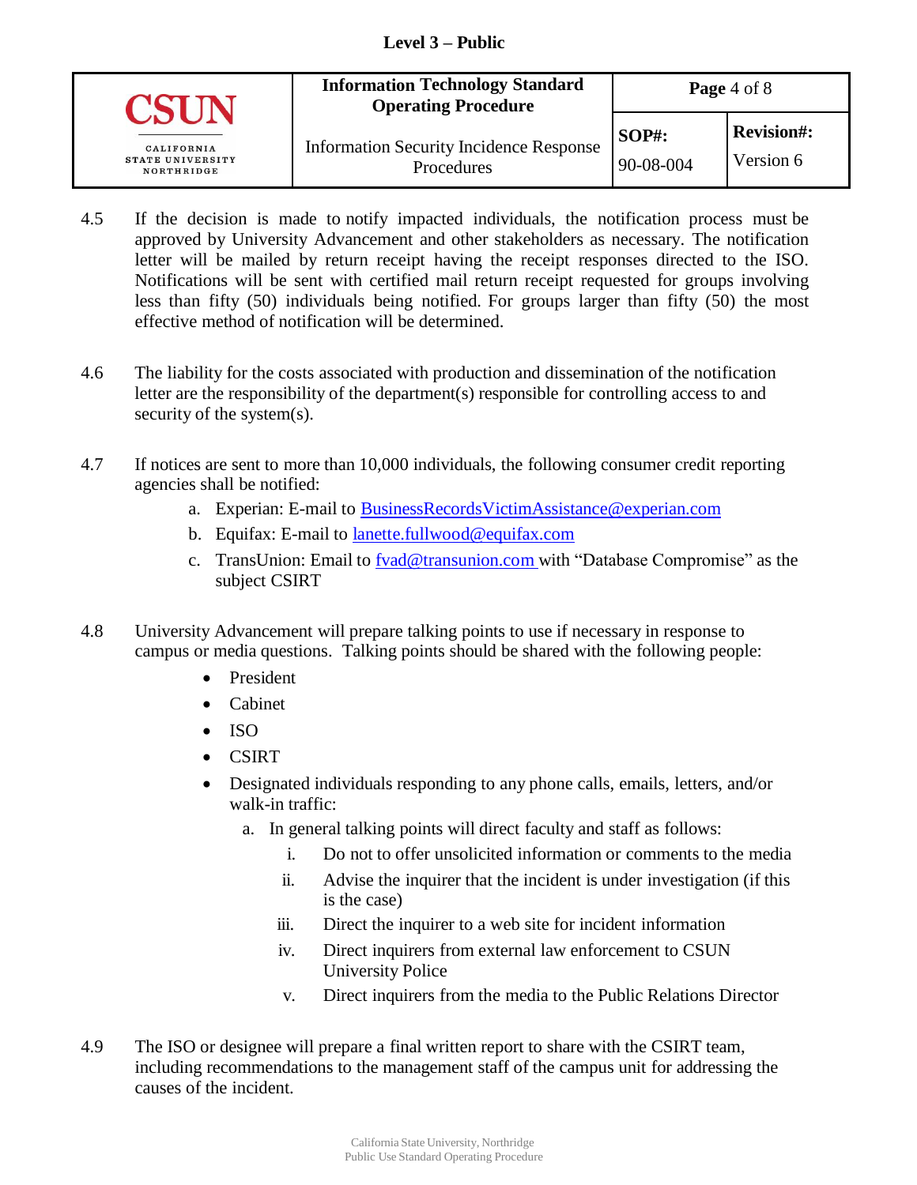4.5 If the decision is made to notify impacted individuals, the notification process must be approved by University Advancement and other stakeholders as necessary. The notification letter will be mailed by return receipt having the receipt responses directed to the ISO. Notifications will be sent with certified mail return receipt requested for groups involving less than fifty (50) individuals being notified. For groups larger than fifty (50) the most effective method of notification will be determined.

4.6 The liability for the costs associated with production and dissemination of the notification letter are the responsibility of the department(s) responsible for controlling access to and security of the system(s).

4.7 If notices are sent to more than 10,000 individuals, the following consumer credit reporting agencies shall be notified:

a. Experian: E-mail to BusinessRecordsVictimAssistance@experian.com
b. Equifax: E-mail to lanette.fullwood@equifax.com
c. TransUnion: Email to fvad@transunion.com with "Database Compromise" as the subject CSIRT

4.8 University Advancement will prepare talking points to use if necessary in response to campus or media questions. Talking points should be shared with the following people:

- President
- Cabinet
- ISO
- CSIRT
- Designated individuals responding to any phone calls, emails, letters, and/or walk-in traffic:
  a. In general talking points will direct faculty and staff as follows:
     i. Do not to offer unsolicited information or comments to the media
     ii. Advise the inquirer that the incident is under investigation (if this is the case)
     iii. Direct the inquirer to a web site for incident information
     iv. Direct inquirers from external law enforcement to CSUN University Police
     v. Direct inquirers from the media to the Public Relations Director

4.9 The ISO or designee will prepare a final written report to share with the CSIRT team, including recommendations to the management staff of the campus unit for addressing the causes of the incident.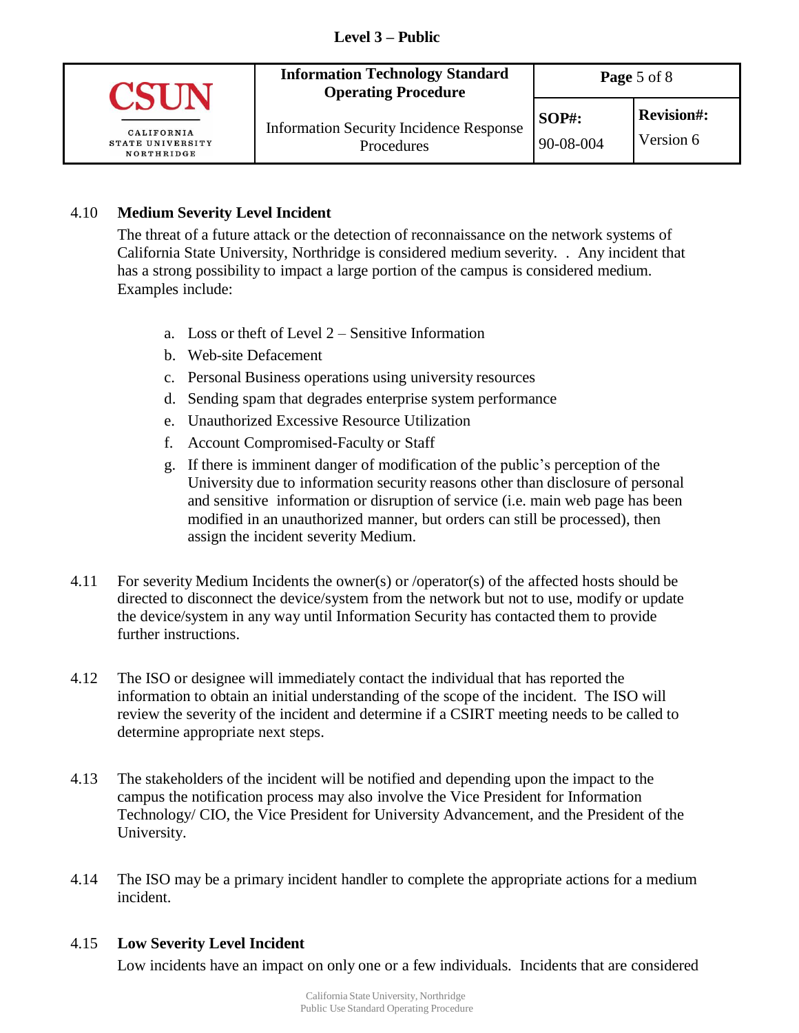4.10 **Medium Severity Level Incident**

The threat of a future attack or the detection of reconnaissance on the network systems of California State University, Northridge is considered medium severity. . Any incident that has a strong possibility to impact a large portion of the campus is considered medium. Examples include:

a. Loss or theft of Level 2 – Sensitive Information
b. Web-site Defacement
c. Personal Business operations using university resources
d. Sending spam that degrades enterprise system performance
e. Unauthorized Excessive Resource Utilization
f. Account Compromised-Faculty or Staff
g. If there is imminent danger of modification of the public's perception of the University due to information security reasons other than disclosure of personal and sensitive information or disruption of service (i.e. main web page has been modified in an unauthorized manner, but orders can still be processed), then assign the incident severity Medium.

4.11 For severity Medium Incidents the owner(s) or /operator(s) of the affected hosts should be directed to disconnect the device/system from the network but not to use, modify or update the device/system in any way until Information Security has contacted them to provide further instructions.

4.12 The ISO or designee will immediately contact the individual that has reported the information to obtain an initial understanding of the scope of the incident. The ISO will review the severity of the incident and determine if a CSIRT meeting needs to be called to determine appropriate next steps.

4.13 The stakeholders of the incident will be notified and depending upon the impact to the campus the notification process may also involve the Vice President for Information Technology/ CIO, the Vice President for University Advancement, and the President of the University.

4.14 The ISO may be a primary incident handler to complete the appropriate actions for a medium incident.

4.15 **Low Severity Level Incident**

Low incidents have an impact on only one or a few individuals. Incidents that are considered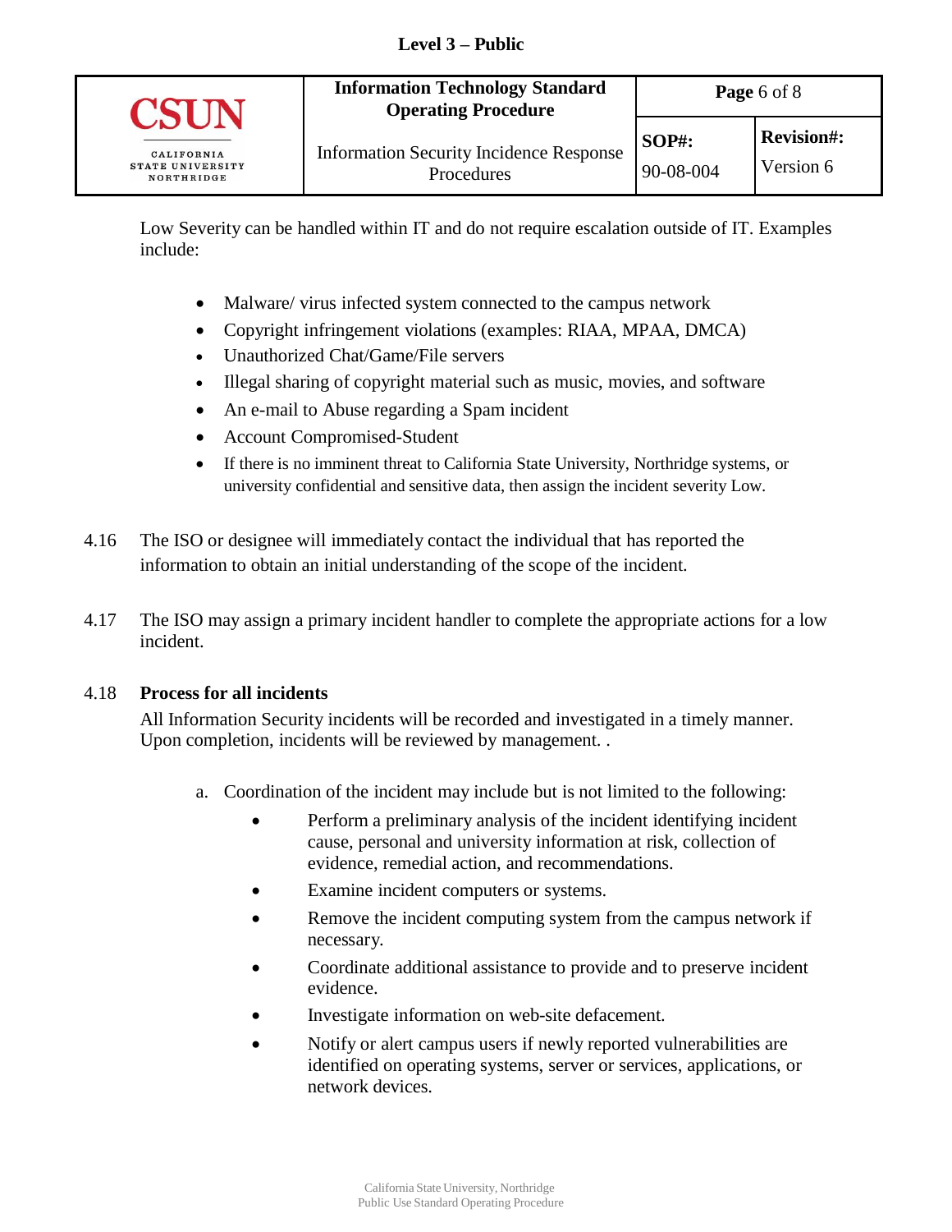Low Severity can be handled within IT and do not require escalation outside of IT. Examples include:

- Malware/ virus infected system connected to the campus network
- Copyright infringement violations (examples: RIAA, MPAA, DMCA)
- Unauthorized Chat/Game/File servers
- Illegal sharing of copyright material such as music, movies, and software
- An e-mail to Abuse regarding a Spam incident
- Account Compromised-Student
- If there is no imminent threat to California State University, Northridge systems, or university confidential and sensitive data, then assign the incident severity Low.

4.16 The ISO or designee will immediately contact the individual that has reported the information to obtain an initial understanding of the scope of the incident.

4.17 The ISO may assign a primary incident handler to complete the appropriate actions for a low incident.

4.18 **Process for all incidents**

All Information Security incidents will be recorded and investigated in a timely manner. Upon completion, incidents will be reviewed by management. .

a. Coordination of the incident may include but is not limited to the following:

   - Perform a preliminary analysis of the incident identifying incident cause, personal and university information at risk, collection of evidence, remedial action, and recommendations.
   - Examine incident computers or systems.
   - Remove the incident computing system from the campus network if necessary.
   - Coordinate additional assistance to provide and to preserve incident evidence.
   - Investigate information on web-site defacement.
   - Notify or alert campus users if newly reported vulnerabilities are identified on operating systems, server or services, applications, or network devices.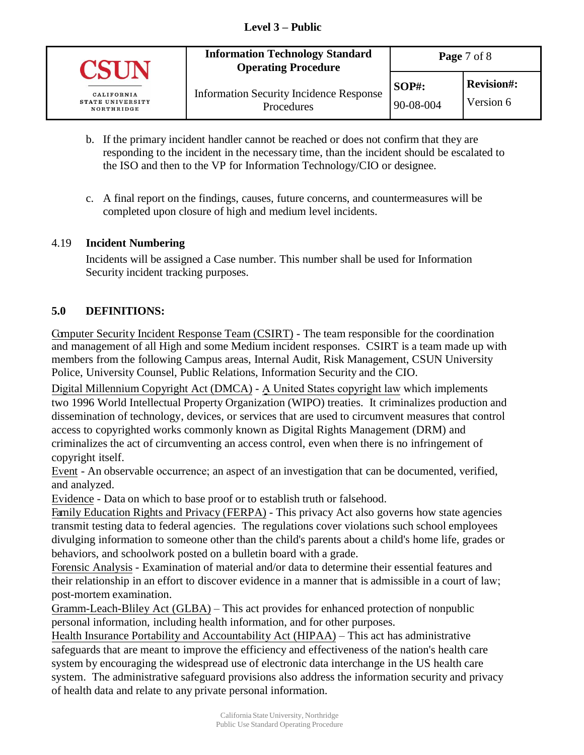b. If the primary incident handler cannot be reached or does not confirm that they are responding to the incident in the necessary time, than the incident should be escalated to the ISO and then to the VP for Information Technology/CIO or designee.

c. A final report on the findings, causes, future concerns, and countermeasures will be completed upon closure of high and medium level incidents.

4.19 **Incident Numbering**

Incidents will be assigned a Case number. This number shall be used for Information Security incident tracking purposes.

## 5.0 DEFINITIONS:

Computer Security Incident Response Team (CSIRT) - The team responsible for the coordination and management of all High and some Medium incident responses. CSIRT is a team made up with members from the following Campus areas, Internal Audit, Risk Management, CSUN University Police, University Counsel, Public Relations, Information Security and the CIO.

Digital Millennium Copyright Act (DMCA) - A United States copyright law which implements two 1996 World Intellectual Property Organization (WIPO) treaties. It criminalizes production and dissemination of technology, devices, or services that are used to circumvent measures that control access to copyrighted works commonly known as Digital Rights Management (DRM) and criminalizes the act of circumventing an access control, even when there is no infringement of copyright itself.

Event - An observable occurrence; an aspect of an investigation that can be documented, verified, and analyzed.

Evidence - Data on which to base proof or to establish truth or falsehood.

Family Education Rights and Privacy (FERPA) - This privacy Act also governs how state agencies transmit testing data to federal agencies. The regulations cover violations such school employees divulging information to someone other than the child's parents about a child's home life, grades or behaviors, and schoolwork posted on a bulletin board with a grade.

Forensic Analysis - Examination of material and/or data to determine their essential features and their relationship in an effort to discover evidence in a manner that is admissible in a court of law; post-mortem examination.

Gramm-Leach-Bliley Act (GLBA) – This act provides for enhanced protection of nonpublic personal information, including health information, and for other purposes.

Health Insurance Portability and Accountability Act (HIPAA) – This act has administrative safeguards that are meant to improve the efficiency and effectiveness of the nation's health care system by encouraging the widespread use of electronic data interchange in the US health care system. The administrative safeguard provisions also address the information security and privacy of health data and relate to any private personal information.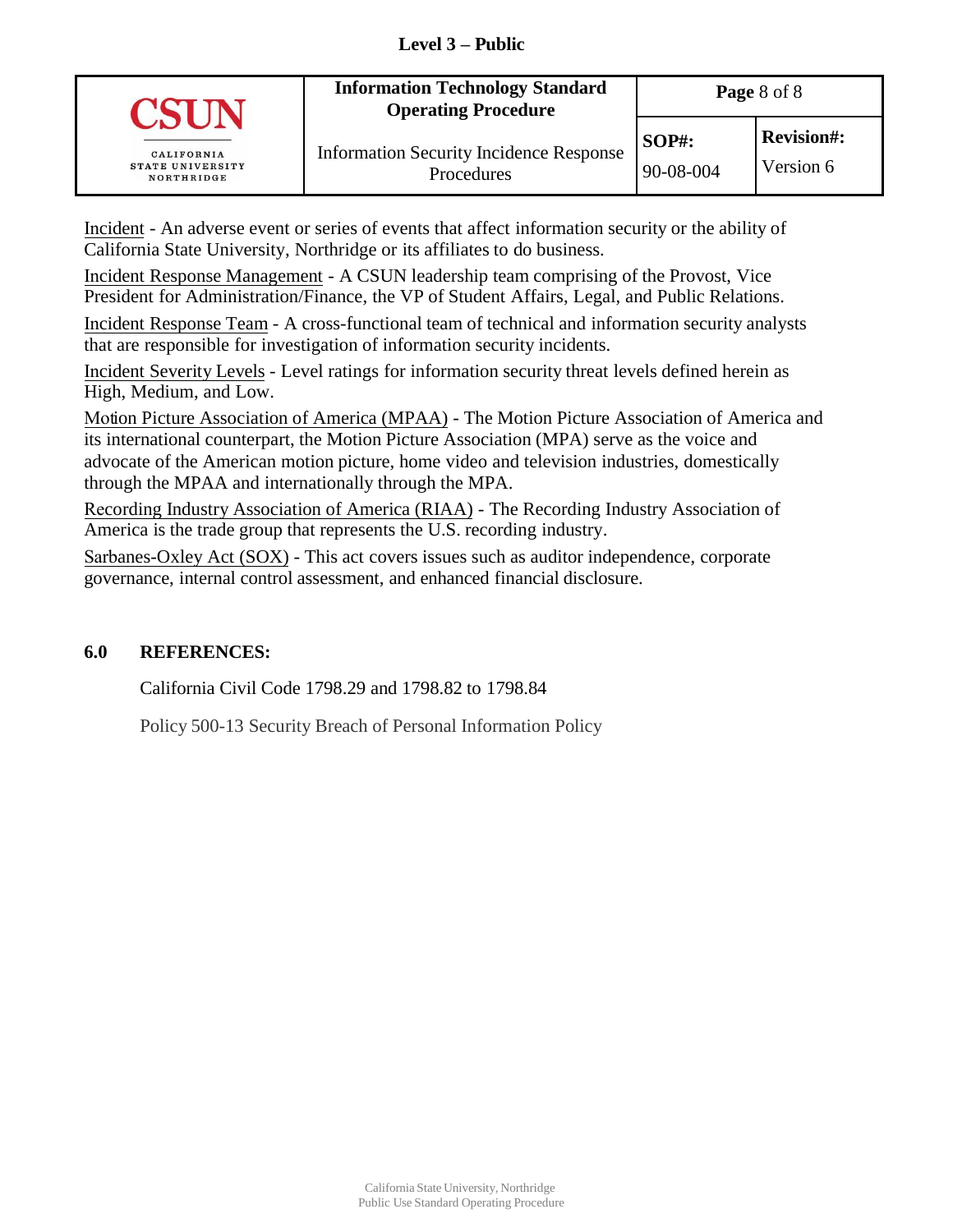Incident - An adverse event or series of events that affect information security or the ability of California State University, Northridge or its affiliates to do business.

Incident Response Management - A CSUN leadership team comprising of the Provost, Vice President for Administration/Finance, the VP of Student Affairs, Legal, and Public Relations.

Incident Response Team - A cross-functional team of technical and information security analysts that are responsible for investigation of information security incidents.

Incident Severity Levels - Level ratings for information security threat levels defined herein as High, Medium, and Low.

Motion Picture Association of America (MPAA) - The Motion Picture Association of America and its international counterpart, the Motion Picture Association (MPA) serve as the voice and advocate of the American motion picture, home video and television industries, domestically through the MPAA and internationally through the MPA.

Recording Industry Association of America (RIAA) - The Recording Industry Association of America is the trade group that represents the U.S. recording industry.

Sarbanes-Oxley Act (SOX) - This act covers issues such as auditor independence, corporate governance, internal control assessment, and enhanced financial disclosure.

## 6.0 REFERENCES:

California Civil Code 1798.29 and 1798.82 to 1798.84

Policy 500-13 Security Breach of Personal Information Policy